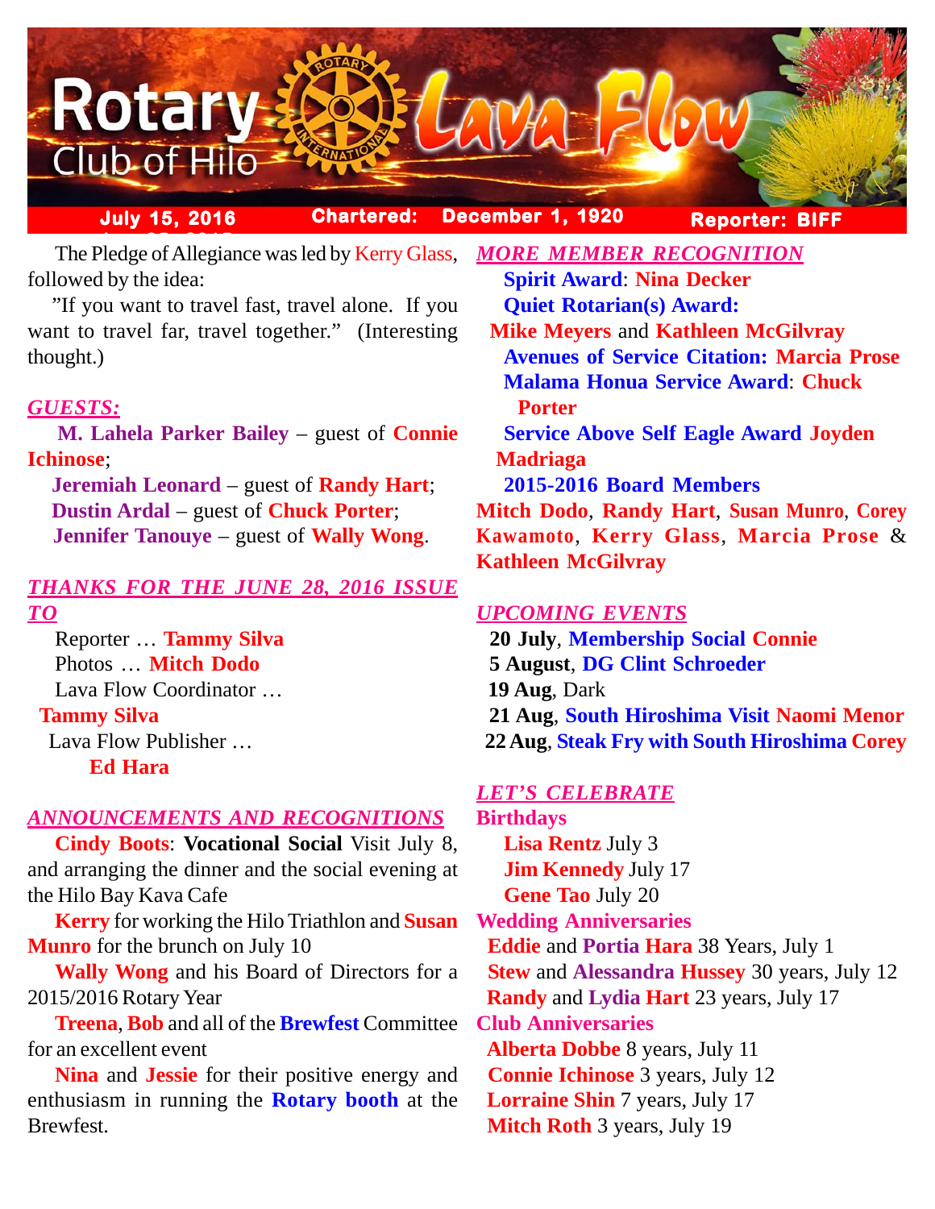# Rotary Club of Hilo — Lava Flow

**July 15, 2016** | **Chartered: December 1, 1920** | **Reporter: BIFF**

The Pledge of Allegiance was led by Kerry Glass, followed by the idea:

"If you want to travel fast, travel alone. If you want to travel far, travel together." (Interesting thought.)

## *GUESTS:*

**M. Lahela Parker Bailey** – guest of **Connie Ichinose**;

**Jeremiah Leonard** – guest of **Randy Hart**;

**Dustin Ardal** – guest of **Chuck Porter**;

**Jennifer Tanouye** – guest of **Wally Wong**.

## *THANKS FOR THE JUNE 28, 2016 ISSUE TO*

Reporter … **Tammy Silva**

Photos … **Mitch Dodo**

Lava Flow Coordinator … **Tammy Silva**

Lava Flow Publisher … **Ed Hara**

## *ANNOUNCEMENTS AND RECOGNITIONS*

**Cindy Boots**: **Vocational Social** Visit July 8, and arranging the dinner and the social evening at the Hilo Bay Kava Cafe

**Kerry** for working the Hilo Triathlon and **Susan Munro** for the brunch on July 10

**Wally Wong** and his Board of Directors for a 2015/2016 Rotary Year

**Treena**, **Bob** and all of the **Brewfest** Committee for an excellent event

**Nina** and **Jessie** for their positive energy and enthusiasm in running the **Rotary booth** at the Brewfest.

## *MORE MEMBER RECOGNITION*

**Spirit Award**: **Nina Decker**

**Quiet Rotarian(s) Award:** **Mike Meyers** and **Kathleen McGilvray**

**Avenues of Service Citation: Marcia Prose**

**Malama Honua Service Award**: **Chuck Porter**

**Service Above Self Eagle Award Joyden Madriaga**

**2015-2016 Board Members**

**Mitch Dodo**, **Randy Hart**, **Susan Munro**, **Corey Kawamoto**, **Kerry Glass**, **Marcia Prose** & **Kathleen McGilvray**

## *UPCOMING EVENTS*

**20 July**, **Membership Social Connie**

**5 August**, **DG Clint Schroeder**

**19 Aug**, Dark

**21 Aug**, **South Hiroshima Visit Naomi Menor**

**22 Aug**, **Steak Fry with South Hiroshima Corey**

## *LET'S CELEBRATE*

**Birthdays**

**Lisa Rentz** July 3

**Jim Kennedy** July 17

**Gene Tao** July 20

**Wedding Anniversaries**

**Eddie** and **Portia Hara** 38 Years, July 1

**Stew** and **Alessandra Hussey** 30 years, July 12

**Randy** and **Lydia Hart** 23 years, July 17

**Club Anniversaries**

**Alberta Dobbe** 8 years, July 11

**Connie Ichinose** 3 years, July 12

**Lorraine Shin** 7 years, July 17

**Mitch Roth** 3 years, July 19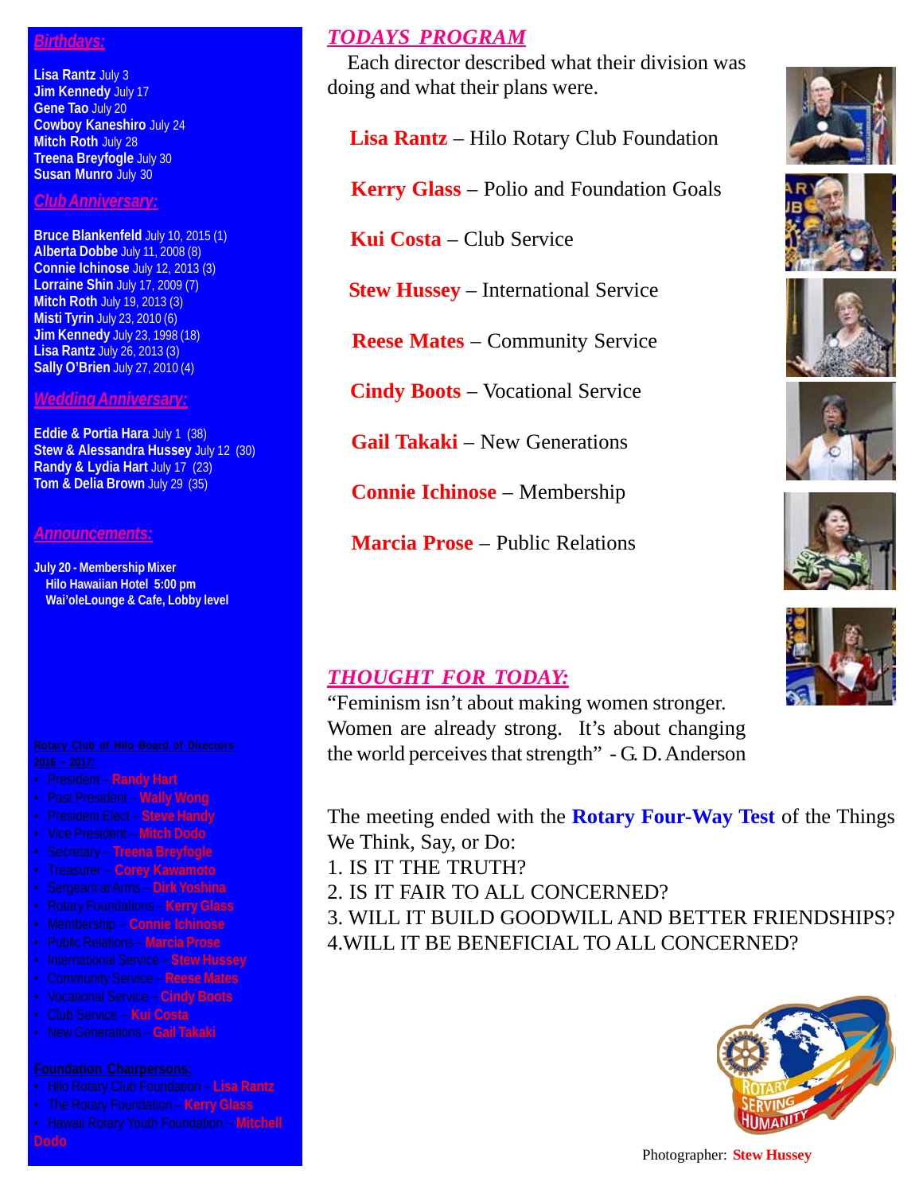## *Birthdays:*

**Lisa Rantz** July 3
**Jim Kennedy** July 17
**Gene Tao** July 20
**Cowboy Kaneshiro** July 24
**Mitch Roth** July 28
**Treena Breyfogle** July 30
**Susan Munro** July 30

## *Club Anniversary:*

**Bruce Blankenfeld** July 10, 2015 (1)
**Alberta Dobbe** July 11, 2008 (8)
**Connie Ichinose** July 12, 2013 (3)
**Lorraine Shin** July 17, 2009 (7)
**Mitch Roth** July 19, 2013 (3)
**Misti Tyrin** July 23, 2010 (6)
**Jim Kennedy** July 23, 1998 (18)
**Lisa Rantz** July 26, 2013 (3)
**Sally O'Brien** July 27, 2010 (4)

## *Wedding Anniversary:*

**Eddie & Portia Hara** July 1 (38)
**Stew & Alessandra Hussey** July 12 (30)
**Randy & Lydia Hart** July 17 (23)
**Tom & Delia Brown** July 29 (35)

## *Announcements:*

**July 20 - Membership Mixer**
**Hilo Hawaiian Hotel 5:00 pm**
**Wai'oleLounge & Cafe, Lobby level**

**Rotary Club of Hilo Board of Directors 2016 – 2017:**

- President – **Randy Hart**
- Past President – **Wally Wong**
- President Elect – **Steve Handy**
- Vice President – **Mitch Dodo**
- Secretary – **Treena Breyfogle**
- Treasurer – **Corey Kawamoto**
- Sergeant at Arms – **Dirk Yoshina**
- Rotary Foundations – **Kerry Glass**
- Membership – **Connie Ichinose**
- Public Relations – **Marcia Prose**
- International Service – **Stew Hussey**
- Community Service – **Reese Mates**
- Vocational Service – **Cindy Boots**
- Club Service – **Kui Costa**
- New Generations – **Gail Takaki**

**Foundation Chairpersons:**

- Hilo Rotary Club Foundation – **Lisa Rantz**
- The Rotary Foundation – **Kerry Glass**
- Hawaii Rotary Youth Foundation – **Mitchell Dodo**

## *TODAYS PROGRAM*

Each director described what their division was doing and what their plans were.

**Lisa Rantz** – Hilo Rotary Club Foundation

**Kerry Glass** – Polio and Foundation Goals

**Kui Costa** – Club Service

**Stew Hussey** – International Service

**Reese Mates** – Community Service

**Cindy Boots** – Vocational Service

**Gail Takaki** – New Generations

**Connie Ichinose** – Membership

**Marcia Prose** – Public Relations

## *THOUGHT FOR TODAY:*

"Feminism isn't about making women stronger. Women are already strong. It's about changing the world perceives that strength" - G. D. Anderson

The meeting ended with the **Rotary Four-Way Test** of the Things We Think, Say, or Do:
1. IS IT THE TRUTH?
2. IS IT FAIR TO ALL CONCERNED?
3. WILL IT BUILD GOODWILL AND BETTER FRIENDSHIPS?
4. WILL IT BE BENEFICIAL TO ALL CONCERNED?

Photographer: **Stew Hussey**